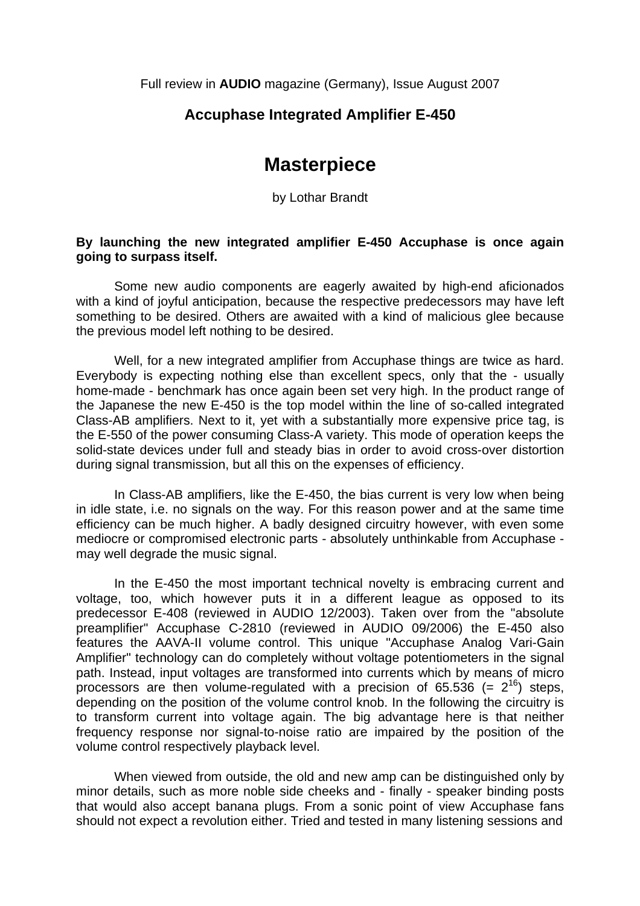Full review in **AUDIO** magazine (Germany), Issue August 2007

## Accuphase Integrated Amplifier E-450

# Masterpiece

by Lothar Brandt

**By launching the new integrated amplifier E-450 Accuphase is once again going to surpass itself.**

Some new audio components are eagerly awaited by high-end aficionados with a kind of joyful anticipation, because the respective predecessors may have left something to be desired. Others are awaited with a kind of malicious glee because the previous model left nothing to be desired.

Well, for a new integrated amplifier from Accuphase things are twice as hard. Everybody is expecting nothing else than excellent specs, only that the - usually home-made - benchmark has once again been set very high. In the product range of the Japanese the new E-450 is the top model within the line of so-called integrated Class-AB amplifiers. Next to it, yet with a substantially more expensive price tag, is the E-550 of the power consuming Class-A variety. This mode of operation keeps the solid-state devices under full and steady bias in order to avoid cross-over distortion during signal transmission, but all this on the expenses of efficiency.

In Class-AB amplifiers, like the E-450, the bias current is very low when being in idle state, i.e. no signals on the way. For this reason power and at the same time efficiency can be much higher. A badly designed circuitry however, with even some mediocre or compromised electronic parts - absolutely unthinkable from Accuphase - may well degrade the music signal.

In the E-450 the most important technical novelty is embracing current and voltage, too, which however puts it in a different league as opposed to its predecessor E-408 (reviewed in AUDIO 12/2003). Taken over from the "absolute preamplifier" Accuphase C-2810 (reviewed in AUDIO 09/2006) the E-450 also features the AAVA-II volume control. This unique "Accuphase Analog Vari-Gain Amplifier" technology can do completely without voltage potentiometers in the signal path. Instead, input voltages are transformed into currents which by means of micro processors are then volume-regulated with a precision of 65.536 (= $2^{16}$) steps, depending on the position of the volume control knob. In the following the circuitry is to transform current into voltage again. The big advantage here is that neither frequency response nor signal-to-noise ratio are impaired by the position of the volume control respectively playback level.

When viewed from outside, the old and new amp can be distinguished only by minor details, such as more noble side cheeks and - finally - speaker binding posts that would also accept banana plugs. From a sonic point of view Accuphase fans should not expect a revolution either. Tried and tested in many listening sessions and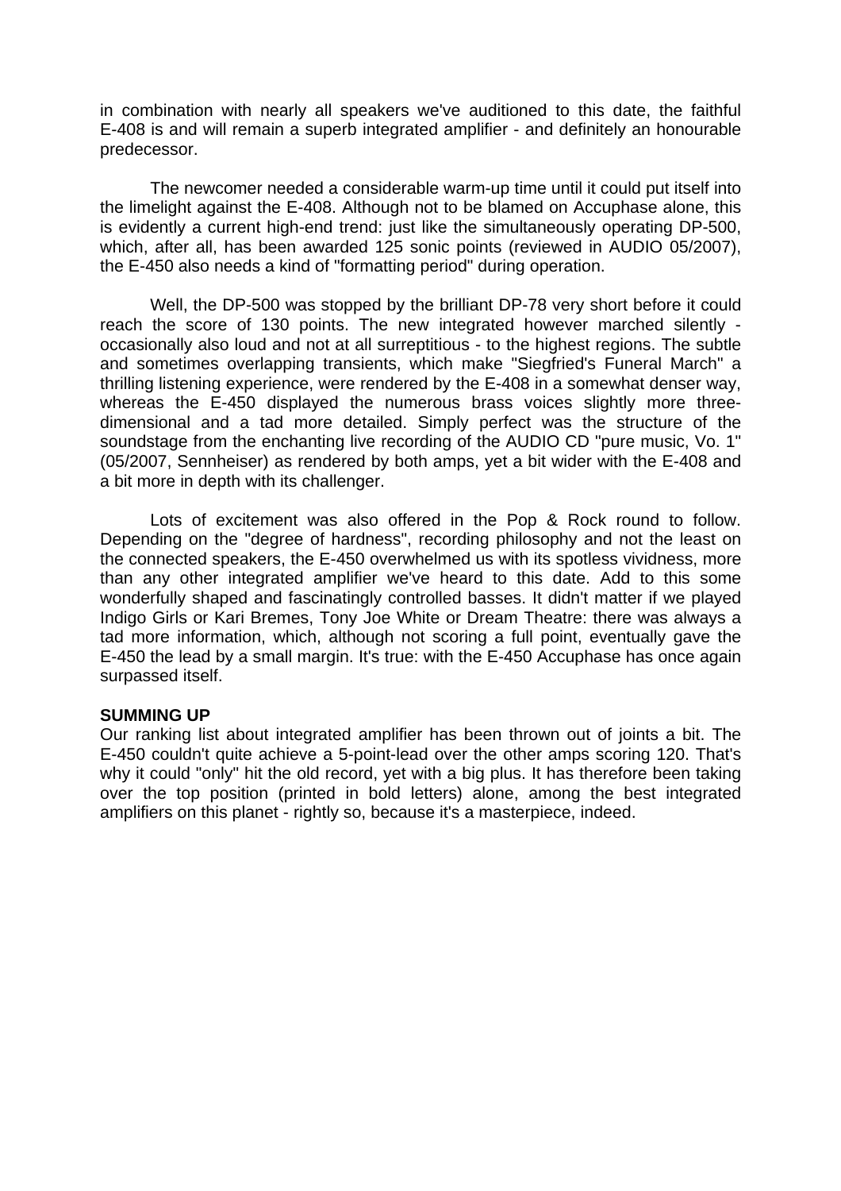in combination with nearly all speakers we've auditioned to this date, the faithful E-408 is and will remain a superb integrated amplifier - and definitely an honourable predecessor.

The newcomer needed a considerable warm-up time until it could put itself into the limelight against the E-408. Although not to be blamed on Accuphase alone, this is evidently a current high-end trend: just like the simultaneously operating DP-500, which, after all, has been awarded 125 sonic points (reviewed in AUDIO 05/2007), the E-450 also needs a kind of "formatting period" during operation.

Well, the DP-500 was stopped by the brilliant DP-78 very short before it could reach the score of 130 points. The new integrated however marched silently - occasionally also loud and not at all surreptitious - to the highest regions. The subtle and sometimes overlapping transients, which make "Siegfried's Funeral March" a thrilling listening experience, were rendered by the E-408 in a somewhat denser way, whereas the E-450 displayed the numerous brass voices slightly more three-dimensional and a tad more detailed. Simply perfect was the structure of the soundstage from the enchanting live recording of the AUDIO CD "pure music, Vo. 1" (05/2007, Sennheiser) as rendered by both amps, yet a bit wider with the E-408 and a bit more in depth with its challenger.

Lots of excitement was also offered in the Pop & Rock round to follow. Depending on the "degree of hardness", recording philosophy and not the least on the connected speakers, the E-450 overwhelmed us with its spotless vividness, more than any other integrated amplifier we've heard to this date. Add to this some wonderfully shaped and fascinatingly controlled basses. It didn't matter if we played Indigo Girls or Kari Bremes, Tony Joe White or Dream Theatre: there was always a tad more information, which, although not scoring a full point, eventually gave the E-450 the lead by a small margin. It's true: with the E-450 Accuphase has once again surpassed itself.

**SUMMING UP**

Our ranking list about integrated amplifier has been thrown out of joints a bit. The E-450 couldn't quite achieve a 5-point-lead over the other amps scoring 120. That's why it could "only" hit the old record, yet with a big plus. It has therefore been taking over the top position (printed in bold letters) alone, among the best integrated amplifiers on this planet - rightly so, because it's a masterpiece, indeed.